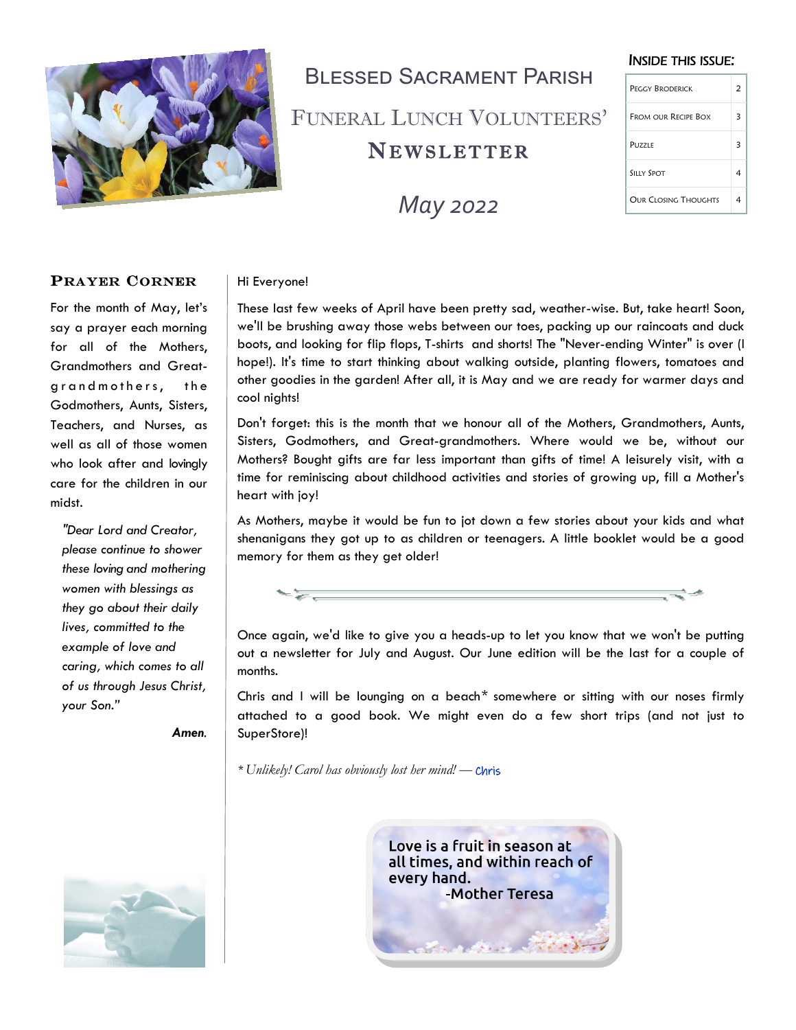# Blessed Sacrament Parish

## Funeral Lunch Volunteers' Newsletter

*May 2022*

**Inside this issue:**

| | |
|---|---|
| Peggy Broderick | 2 |
| From our Recipe Box | 3 |
| Puzzle | 3 |
| Silly Spot | 4 |
| Our Closing Thoughts | 4 |

### Prayer Corner

For the month of May, let's say a prayer each morning for all of the Mothers, Grandmothers and Great-grandmothers, the Godmothers, Aunts, Sisters, Teachers, and Nurses, as well as all of those women who look after and lovingly care for the children in our midst.

*"Dear Lord and Creator, please continue to shower these loving and mothering women with blessings as they go about their daily lives, committed to the example of love and caring, which comes to all of us through Jesus Christ, your Son."*

***Amen.***

Hi Everyone!

These last few weeks of April have been pretty sad, weather-wise. But, take heart! Soon, we'll be brushing away those webs between our toes, packing up our raincoats and duck boots, and looking for flip flops, T-shirts and shorts! The "Never-ending Winter" is over (I hope!). It's time to start thinking about walking outside, planting flowers, tomatoes and other goodies in the garden! After all, it is May and we are ready for warmer days and cool nights!

Don't forget: this is the month that we honour all of the Mothers, Grandmothers, Aunts, Sisters, Godmothers, and Great-grandmothers. Where would we be, without our Mothers? Bought gifts are far less important than gifts of time! A leisurely visit, with a time for reminiscing about childhood activities and stories of growing up, fill a Mother's heart with joy!

As Mothers, maybe it would be fun to jot down a few stories about your kids and what shenanigans they got up to as children or teenagers. A little booklet would be a good memory for them as they get older!

---

Once again, we'd like to give you a heads-up to let you know that we won't be putting out a newsletter for July and August. Our June edition will be the last for a couple of months.

Chris and I will be lounging on a beach* somewhere or sitting with our noses firmly attached to a good book. We might even do a few short trips (and not just to SuperStore)!

*\* Unlikely! Carol has obviously lost her mind! —* Chris

> Love is a fruit in season at all times, and within reach of every hand.
> -Mother Teresa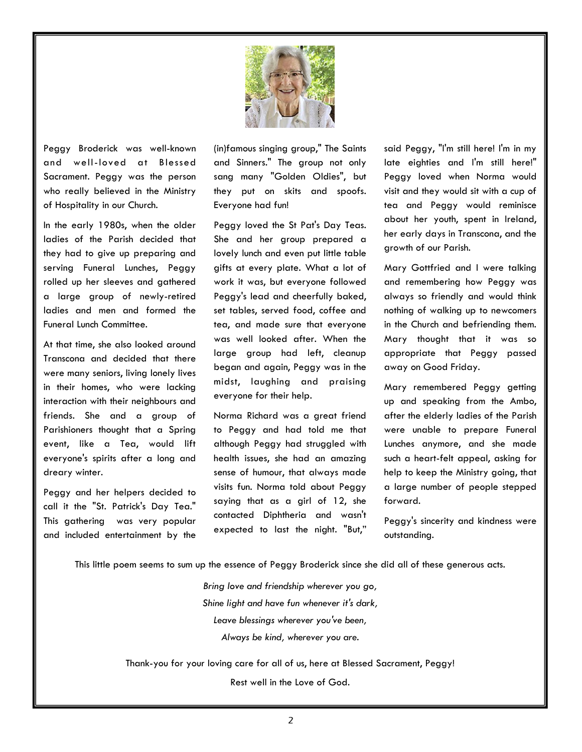Peggy Broderick was well-known and well-loved at Blessed Sacrament. Peggy was the person who really believed in the Ministry of Hospitality in our Church.

In the early 1980s, when the older ladies of the Parish decided that they had to give up preparing and serving Funeral Lunches, Peggy rolled up her sleeves and gathered a large group of newly-retired ladies and men and formed the Funeral Lunch Committee.

At that time, she also looked around Transcona and decided that there were many seniors, living lonely lives in their homes, who were lacking interaction with their neighbours and friends. She and a group of Parishioners thought that a Spring event, like a Tea, would lift everyone's spirits after a long and dreary winter.

Peggy and her helpers decided to call it the "St. Patrick's Day Tea." This gathering was very popular and included entertainment by the (in)famous singing group," The Saints and Sinners." The group not only sang many "Golden Oldies", but they put on skits and spoofs. Everyone had fun!

Peggy loved the St Pat's Day Teas. She and her group prepared a lovely lunch and even put little table gifts at every plate. What a lot of work it was, but everyone followed Peggy's lead and cheerfully baked, set tables, served food, coffee and tea, and made sure that everyone was well looked after. When the large group had left, cleanup began and again, Peggy was in the midst, laughing and praising everyone for their help.

Norma Richard was a great friend to Peggy and had told me that although Peggy had struggled with health issues, she had an amazing sense of humour, that always made visits fun. Norma told about Peggy saying that as a girl of 12, she contacted Diphtheria and wasn't expected to last the night. "But," said Peggy, "I'm still here! I'm in my late eighties and I'm still here!" Peggy loved when Norma would visit and they would sit with a cup of tea and Peggy would reminisce about her youth, spent in Ireland, her early days in Transcona, and the growth of our Parish.

Mary Gottfried and I were talking and remembering how Peggy was always so friendly and would think nothing of walking up to newcomers in the Church and befriending them. Mary thought that it was so appropriate that Peggy passed away on Good Friday.

Mary remembered Peggy getting up and speaking from the Ambo, after the elderly ladies of the Parish were unable to prepare Funeral Lunches anymore, and she made such a heart-felt appeal, asking for help to keep the Ministry going, that a large number of people stepped forward.

Peggy's sincerity and kindness were outstanding.

This little poem seems to sum up the essence of Peggy Broderick since she did all of these generous acts.

*Bring love and friendship wherever you go,*
*Shine light and have fun whenever it's dark,*
*Leave blessings wherever you've been,*
*Always be kind, wherever you are.*

Thank-you for your loving care for all of us, here at Blessed Sacrament, Peggy!

Rest well in the Love of God.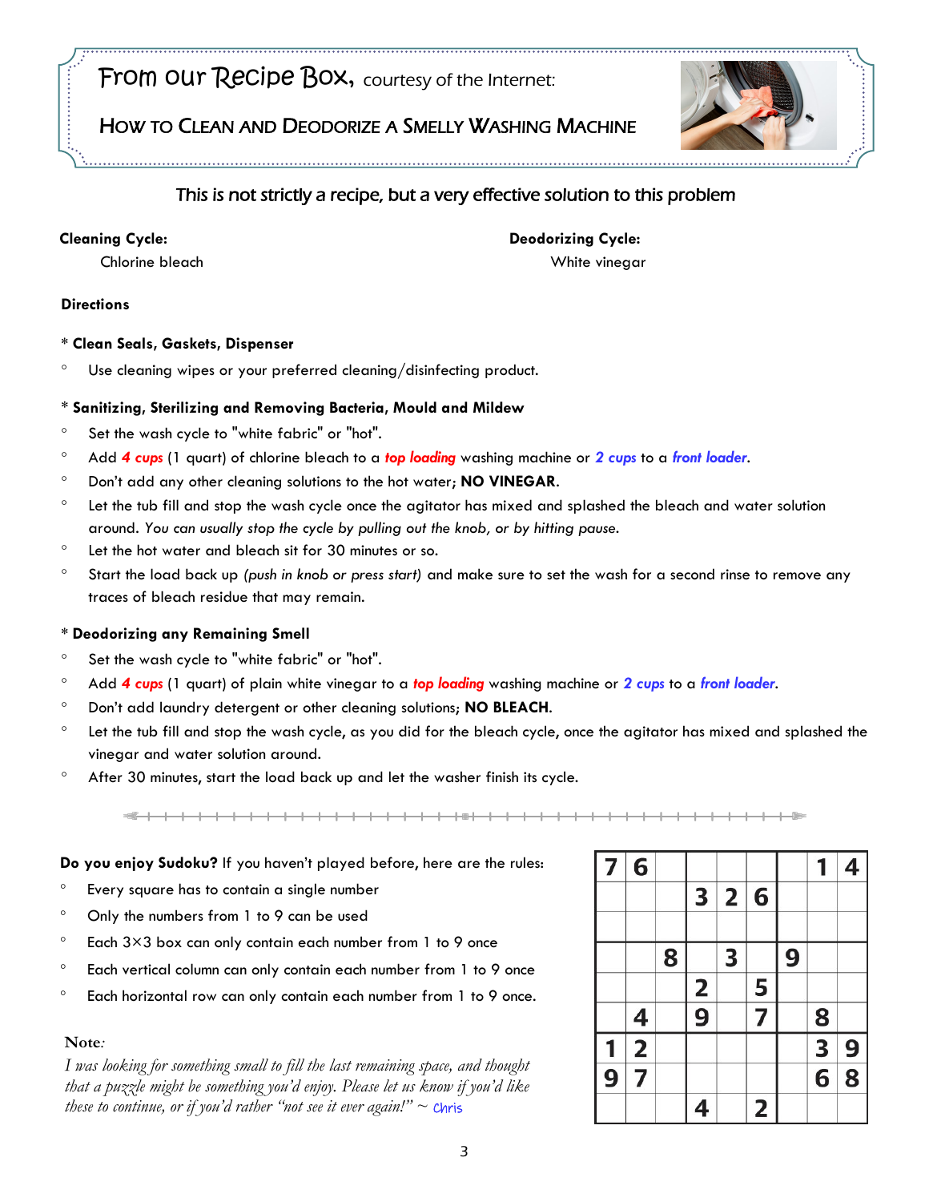# From our Recipe Box, courtesy of the Internet:

## HOW TO CLEAN AND DEODORIZE A SMELLY WASHING MACHINE

*This is not strictly a recipe, but a very effective solution to this problem*

**Cleaning Cycle:**

Chlorine bleach

**Deodorizing Cycle:**

White vinegar

**Directions**

**\* Clean Seals, Gaskets, Dispenser**

- Use cleaning wipes or your preferred cleaning/disinfecting product.

**\* Sanitizing, Sterilizing and Removing Bacteria, Mould and Mildew**

- Set the wash cycle to "white fabric" or "hot".
- Add ***4 cups*** (1 quart) of chlorine bleach to a ***top loading*** washing machine or ***2 cups*** to a ***front loader***.
- Don't add any other cleaning solutions to the hot water; **NO VINEGAR**.
- Let the tub fill and stop the wash cycle once the agitator has mixed and splashed the bleach and water solution around. *You can usually stop the cycle by pulling out the knob, or by hitting pause.*
- Let the hot water and bleach sit for 30 minutes or so.
- Start the load back up *(push in knob or press start)* and make sure to set the wash for a second rinse to remove any traces of bleach residue that may remain.

**\* Deodorizing any Remaining Smell**

- Set the wash cycle to "white fabric" or "hot".
- Add ***4 cups*** (1 quart) of plain white vinegar to a ***top loading*** washing machine or ***2 cups*** to a ***front loader***.
- Don't add laundry detergent or other cleaning solutions; **NO BLEACH**.
- Let the tub fill and stop the wash cycle, as you did for the bleach cycle, once the agitator has mixed and splashed the vinegar and water solution around.
- After 30 minutes, start the load back up and let the washer finish its cycle.

---

**Do you enjoy Sudoku?** If you haven't played before, here are the rules:

- Every square has to contain a single number
- Only the numbers from 1 to 9 can be used
- Each 3×3 box can only contain each number from 1 to 9 once
- Each vertical column can only contain each number from 1 to 9 once
- Each horizontal row can only contain each number from 1 to 9 once.

| | | | | | | | | |
|---|---|---|---|---|---|---|---|---|
| 7 | 6 | | | | | | 1 | 4 |
| | | | 3 | 2 | 6 | | | |
| | | | | | | | | |
| | | 8 | | 3 | | 9 | | |
| | | | 2 | | 5 | | | |
| | 4 | | 9 | | 7 | | 8 | |
| 1 | 2 | | | | | | 3 | 9 |
| 9 | 7 | | | | | | 6 | 8 |
| | | | 4 | | 2 | | | |

**Note:**

*I was looking for something small to fill the last remaining space, and thought that a puzzle might be something you'd enjoy. Please let us know if you'd like these to continue, or if you'd rather "not see it ever again!"* ~ Chris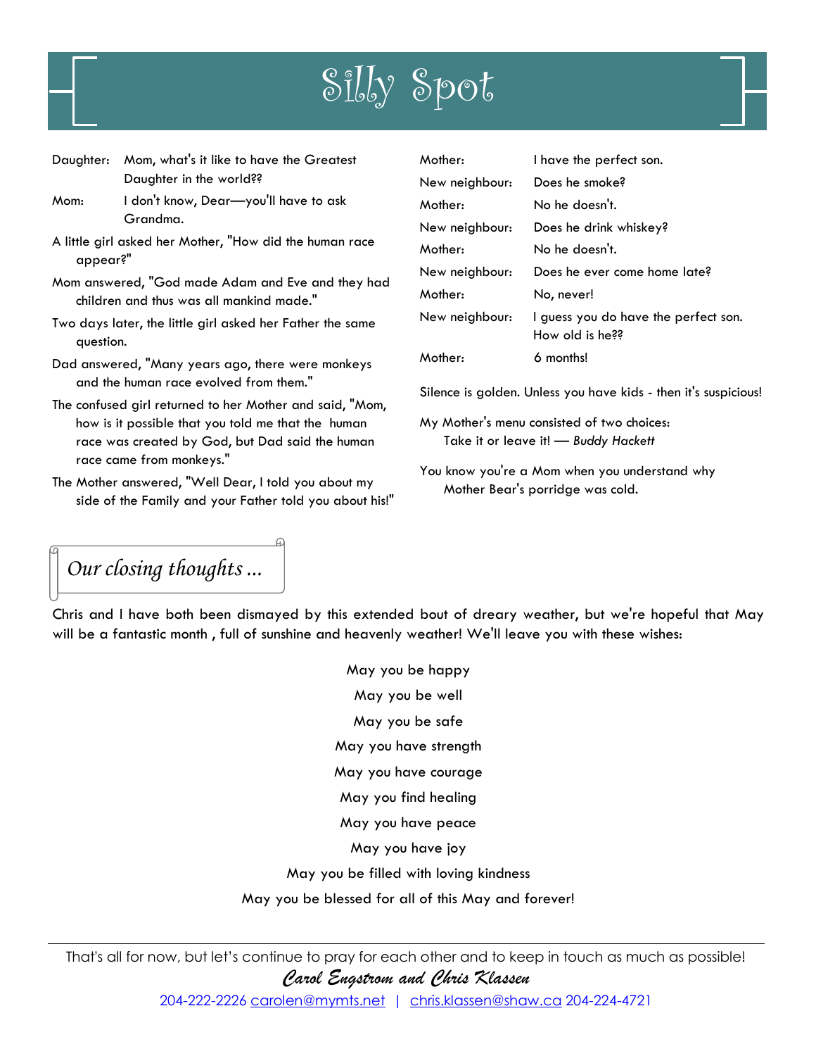# Silly Spot

Daughter: Mom, what's it like to have the Greatest Daughter in the world??

Mom: I don't know, Dear—you'll have to ask Grandma.

A little girl asked her Mother, "How did the human race appear?"

Mom answered, "God made Adam and Eve and they had children and thus was all mankind made."

Two days later, the little girl asked her Father the same question.

Dad answered, "Many years ago, there were monkeys and the human race evolved from them."

The confused girl returned to her Mother and said, "Mom, how is it possible that you told me that the human race was created by God, but Dad said the human race came from monkeys."

The Mother answered, "Well Dear, I told you about my side of the Family and your Father told you about his!"

Mother: I have the perfect son.

New neighbour: Does he smoke?

Mother: No he doesn't.

New neighbour: Does he drink whiskey?

Mother: No he doesn't.

New neighbour: Does he ever come home late?

Mother: No, never!

New neighbour: I guess you do have the perfect son. How old is he??

Mother: 6 months!

Silence is golden. Unless you have kids - then it's suspicious!

My Mother's menu consisted of two choices:
Take it or leave it! — *Buddy Hackett*

You know you're a Mom when you understand why Mother Bear's porridge was cold.

## *Our closing thoughts ...*

Chris and I have both been dismayed by this extended bout of dreary weather, but we're hopeful that May will be a fantastic month , full of sunshine and heavenly weather! We'll leave you with these wishes:

May you be happy
May you be well
May you be safe
May you have strength
May you have courage
May you find healing
May you have peace
May you have joy
May you be filled with loving kindness
May you be blessed for all of this May and forever!

---

That's all for now, but let's continue to pray for each other and to keep in touch as much as possible!

*Carol Engstrom and Chris Klassen*

204-222-2226 carolen@mymts.net | chris.klassen@shaw.ca 204-224-4721